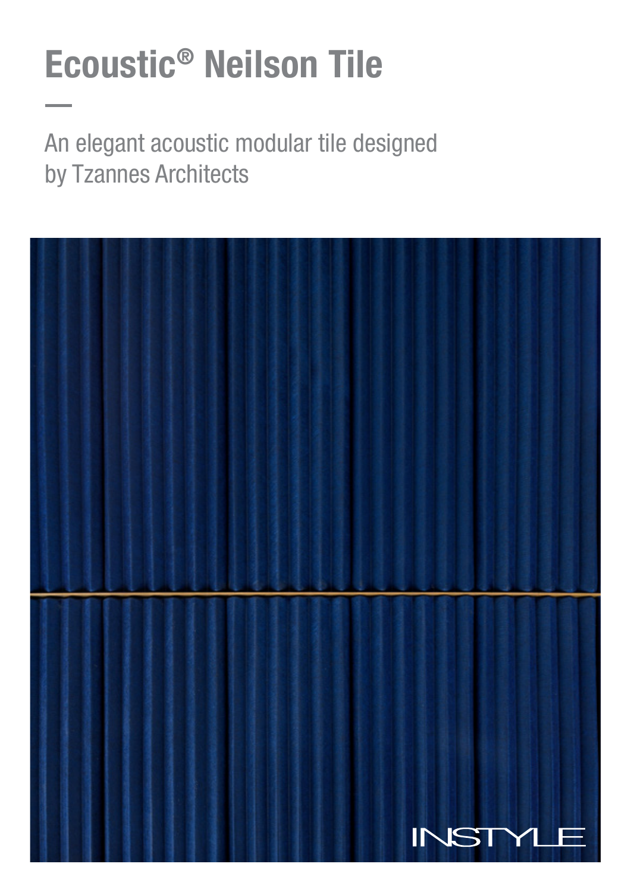# Ecoustic® Neilson Tile

An elegant acoustic modular tile designed by Tzannes Architects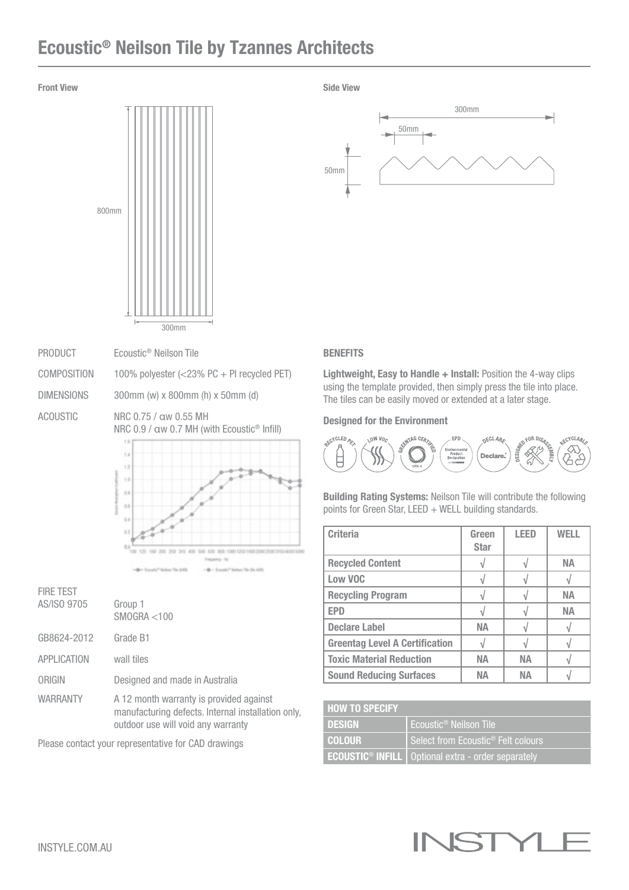# Ecoustic® Neilson Tile by Tzannes Architects

**Front View**

800mm

300mm

**Side View**

300mm

50mm

50mm

| | |
|---|---|
| PRODUCT | Ecoustic® Neilson Tile |
| COMPOSITION | 100% polyester (<23% PC + PI recycled PET) |
| DIMENSIONS | 300mm (w) x 800mm (h) x 50mm (d) |
| ACOUSTIC | NRC 0.75 / αw 0.55 MH<br>NRC 0.9 / αw 0.7 MH (with Ecoustic® Infill) |
| FIRE TEST AS/ISO 9705 | Group 1<br>SMOGRA <100 |
| GB8624-2012 | Grade B1 |
| APPLICATION | wall tiles |
| ORIGIN | Designed and made in Australia |
| WARRANTY | A 12 month warranty is provided against manufacturing defects. Internal installation only, outdoor use will void any warranty |

Please contact your representative for CAD drawings

**BENEFITS**

**Lightweight, Easy to Handle + Install:** Position the 4-way clips using the template provided, then simply press the tile into place. The tiles can be easily moved or extended at a later stage.

**Designed for the Environment**

RECYCLED PET · LOW VOC · GREENTAG CERTIFIED · EPD · DECLARE · DESIGNED FOR DISASSEMBLY · RECYCLABLE

**Building Rating Systems:** Neilson Tile will contribute the following points for Green Star, LEED + WELL building standards.

| Criteria | Green Star | LEED | WELL |
|---|---|---|---|
| Recycled Content | √ | √ | NA |
| Low VOC | √ | √ | √ |
| Recycling Program | √ | √ | NA |
| EPD | √ | √ | NA |
| Declare Label | NA | √ | √ |
| Greentag Level A Certification | √ | √ | √ |
| Toxic Material Reduction | NA | NA | √ |
| Sound Reducing Surfaces | NA | NA | √ |

| HOW TO SPECIFY | |
|---|---|
| DESIGN | Ecoustic® Neilson Tile |
| COLOUR | Select from Ecoustic® Felt colours |
| ECOUSTIC® INFILL | Optional extra - order separately |

INSTYLE.COM.AU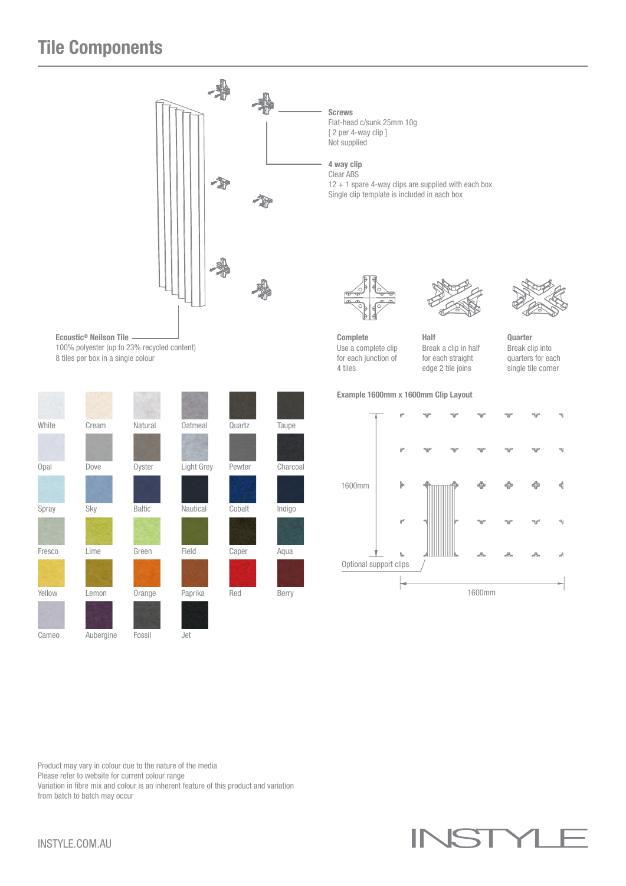# Tile Components

**Screws**
Flat-head c/sunk 25mm 10g
[ 2 per 4-way clip ]
Not supplied

**4 way clip**
Clear ABS
12 + 1 spare 4-way clips are supplied with each box
Single clip template is included in each box

**Ecoustic® Neilson Tile**
100% polyester (up to 23% recycled content)
8 tiles per box in a single colour

**Complete**
Use a complete clip for each junction of 4 tiles

**Half**
Break a clip in half for each straight edge 2 tile joins

**Quarter**
Break clip into quarters for each single tile corner

White, Cream, Natural, Oatmeal, Quartz, Taupe
Opal, Dove, Oyster, Light Grey, Pewter, Charcoal
Spray, Sky, Baltic, Nautical, Cobalt, Indigo
Fresco, Lime, Green, Field, Caper, Aqua
Yellow, Lemon, Orange, Paprika, Red, Berry
Cameo, Aubergine, Fossil, Jet

**Example 1600mm x 1600mm Clip Layout**

1600mm

Optional support clips

1600mm

Product may vary in colour due to the nature of the media
Please refer to website for current colour range
Variation in fibre mix and colour is an inherent feature of this product and variation from batch to batch may occur

INSTYLE.COM.AU

INSTYLE